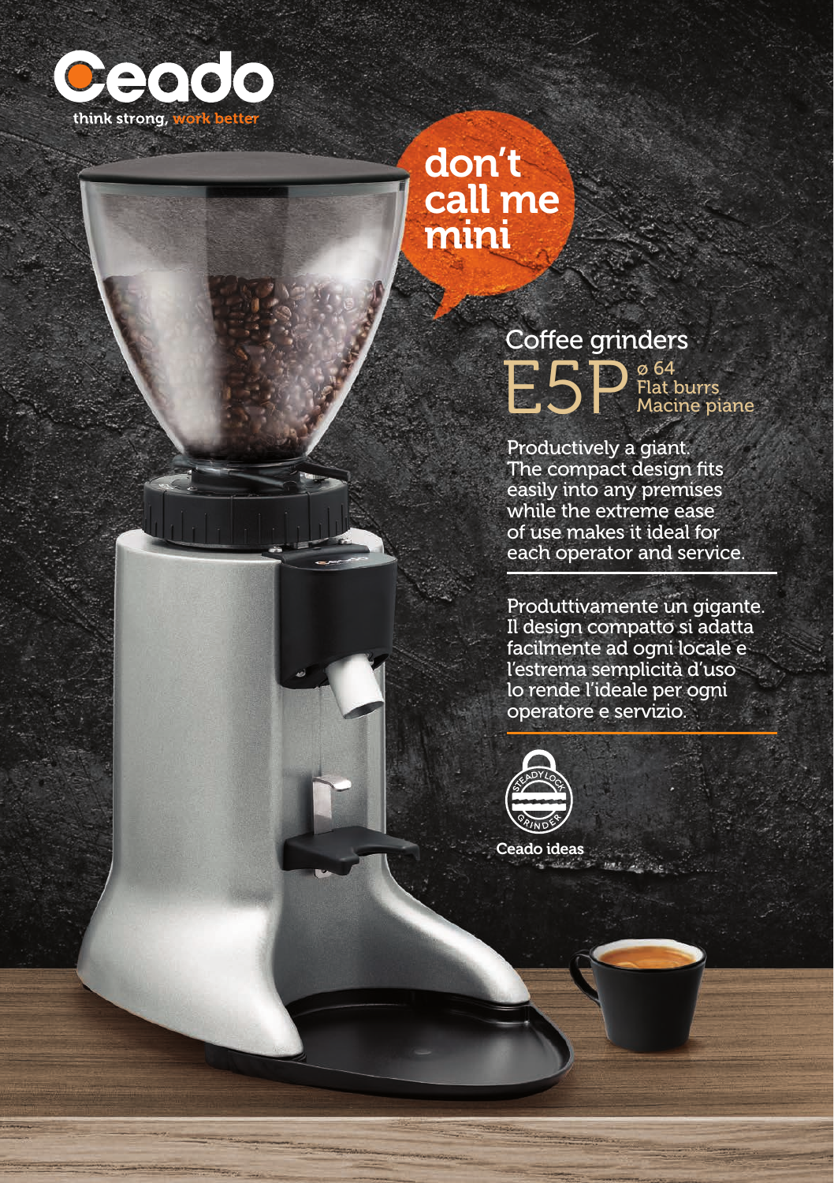Ceado

think strong, work better

don't call me mini

## Coffee grinders

# E5P

ø 64
Flat burrs
Macine piane

Productively a giant.
The compact design fits easily into any premises while the extreme ease of use makes it ideal for each operator and service.

Produttivamente un gigante.
Il design compatto si adatta facilmente ad ogni locale e l'estrema semplicità d'uso lo rende l'ideale per ogni operatore e servizio.

STEADY LOCK GRINDER

Ceado ideas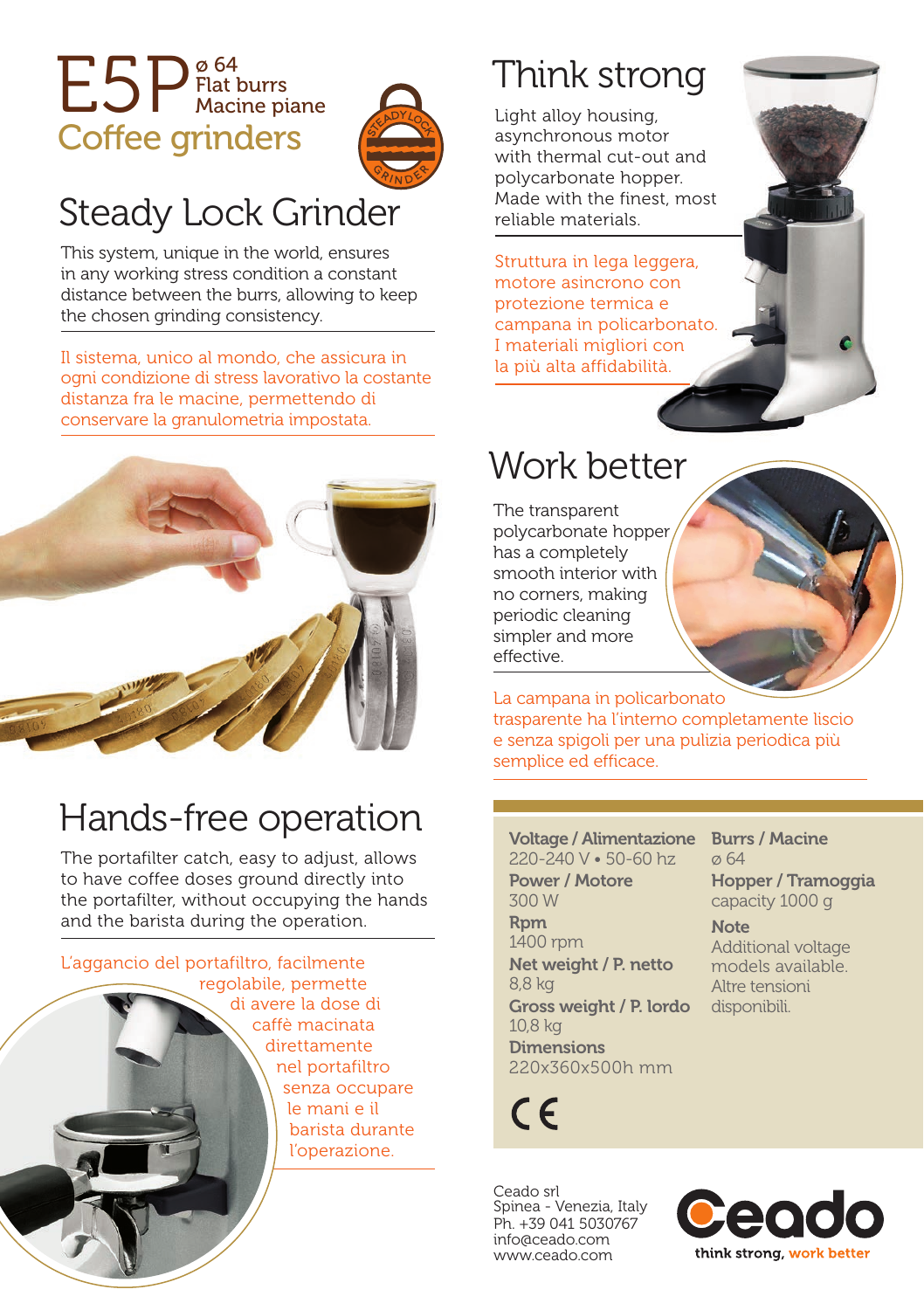# E5P ø 64 Flat burrs Macine piane

## Coffee grinders

## Steady Lock Grinder

This system, unique in the world, ensures in any working stress condition a constant distance between the burrs, allowing to keep the chosen grinding consistency.

Il sistema, unico al mondo, che assicura in ogni condizione di stress lavorativo la costante distanza fra le macine, permettendo di conservare la granulometria impostata.

## Think strong

Light alloy housing, asynchronous motor with thermal cut-out and polycarbonate hopper. Made with the finest, most reliable materials.

Struttura in lega leggera, motore asincrono con protezione termica e campana in policarbonato. I materiali migliori con la più alta affidabilità.

## Work better

The transparent polycarbonate hopper has a completely smooth interior with no corners, making periodic cleaning simpler and more effective.

La campana in policarbonato trasparente ha l'interno completamente liscio e senza spigoli per una pulizia periodica più semplice ed efficace.

## Hands-free operation

The portafilter catch, easy to adjust, allows to have coffee doses ground directly into the portafilter, without occupying the hands and the barista during the operation.

L'aggancio del portafiltro, facilmente regolabile, permette di avere la dose di caffè macinata direttamente nel portafiltro senza occupare le mani e il barista durante l'operazione.

**Voltage / Alimentazione**
220-240 V • 50-60 hz

**Power / Motore**
300 W

**Rpm**
1400 rpm

**Net weight / P. netto**
8,8 kg

**Gross weight / P. lordo**
10,8 kg

**Dimensions**
220x360x500h mm

**Burrs / Macine**
ø 64

**Hopper / Tramoggia**
capacity 1000 g

**Note**
Additional voltage models available.
Altre tensioni disponibili.

CE

Ceado srl
Spinea - Venezia, Italy
Ph. +39 041 5030767
info@ceado.com
www.ceado.com

Ceado
think strong, work better